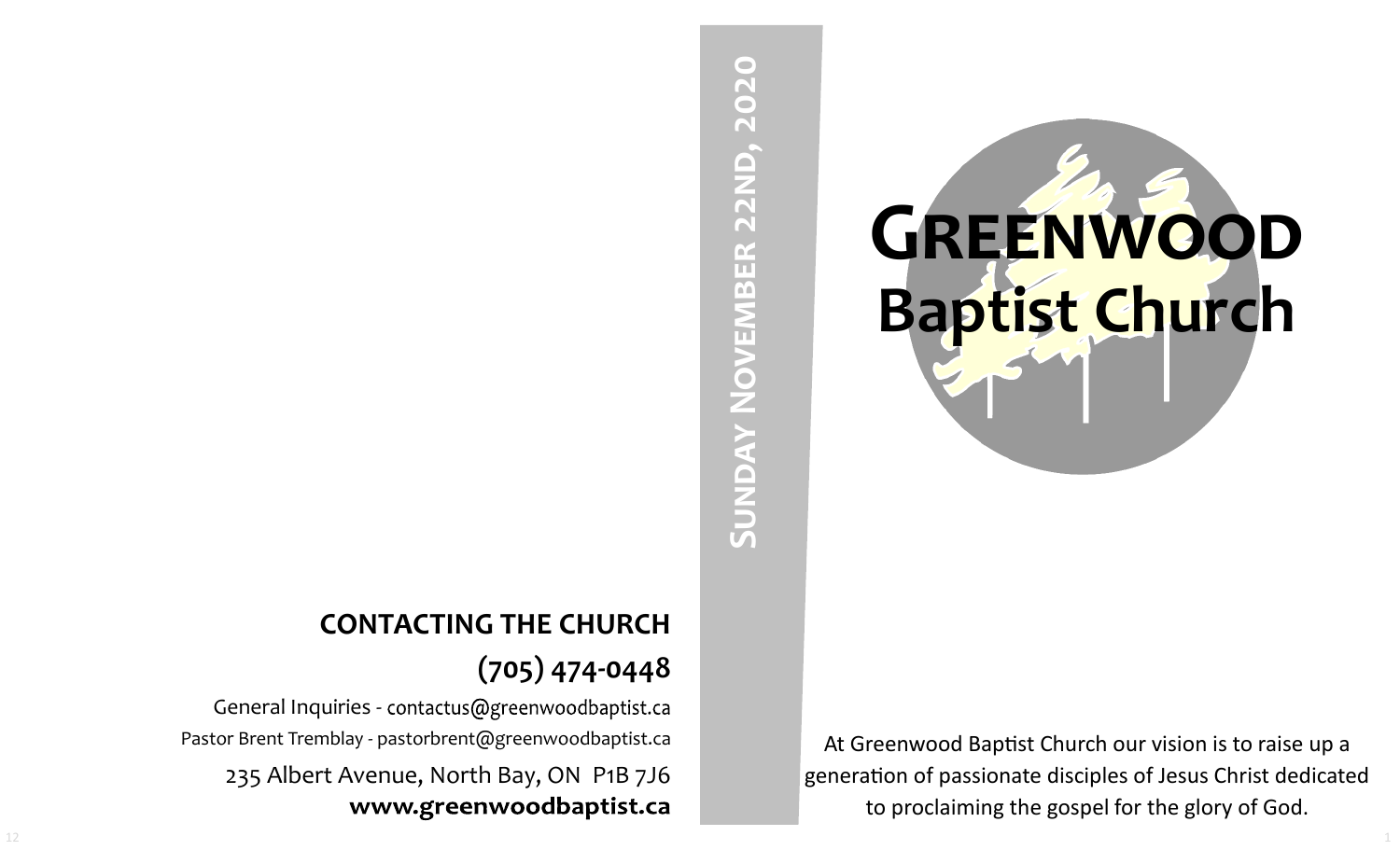# CONTACTING THE CHURCH

## (705) 474-0448

General Inquiries - contactus@greenwoodbaptist.ca

Pastor Brent Tremblay - pastorbrent@greenwoodbaptist.ca

235 Albert Avenue, North Bay, ON  P1B 7J6

**www.greenwoodbaptist.ca**

**SUNDAY NOVEMBER 22ND, 2020**

# GREENWOOD
# Baptist Church

At Greenwood Baptist Church our vision is to raise up a generation of passionate disciples of Jesus Christ dedicated to proclaiming the gospel for the glory of God.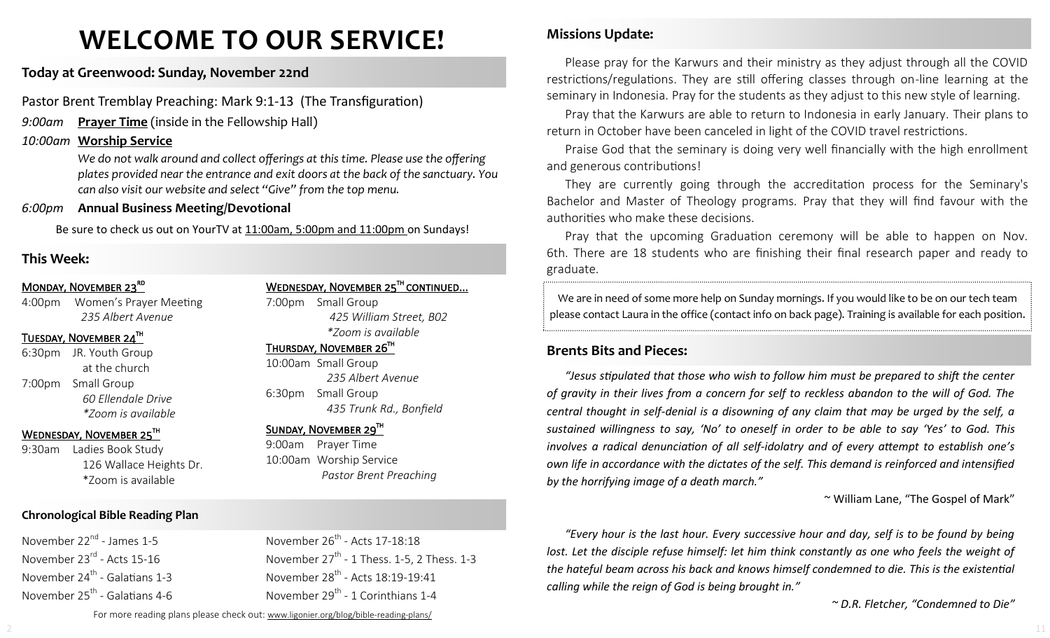# WELCOME TO OUR SERVICE!

## Today at Greenwood: Sunday, November 22nd

Pastor Brent Tremblay Preaching: Mark 9:1-13 (The Transfiguration)

*9:00am* **Prayer Time** (inside in the Fellowship Hall)

*10:00am* **Worship Service**

*We do not walk around and collect offerings at this time. Please use the offering plates provided near the entrance and exit doors at the back of the sanctuary. You can also visit our website and select "Give" from the top menu.*

*6:00pm* **Annual Business Meeting/Devotional**

Be sure to check us out on YourTV at 11:00am, 5:00pm and 11:00pm on Sundays!

## This Week:

**Monday, November 23rd**
4:00pm Women's Prayer Meeting
*235 Albert Avenue*

**Tuesday, November 24th**
6:30pm JR. Youth Group
at the church
7:00pm Small Group
*60 Ellendale Drive*
*\*Zoom is available*

**Wednesday, November 25th**
9:30am Ladies Book Study
126 Wallace Heights Dr.
*Zoom is available

**Wednesday, November 25th continued...**
7:00pm Small Group
*425 William Street, B02*
*\*Zoom is available*

**Thursday, November 26th**
10:00am Small Group
*235 Albert Avenue*
6:30pm Small Group
*435 Trunk Rd., Bonfield*

**Sunday, November 29th**
9:00am Prayer Time
10:00am Worship Service
*Pastor Brent Preaching*

## Chronological Bible Reading Plan

November 22nd - James 1-5
November 23rd - Acts 15-16
November 24th - Galatians 1-3
November 25th - Galatians 4-6
November 26th - Acts 17-18:18
November 27th - 1 Thess. 1-5, 2 Thess. 1-3
November 28th - Acts 18:19-19:41
November 29th - 1 Corinthians 1-4

For more reading plans please check out: www.ligonier.org/blog/bible-reading-plans/

## Missions Update:

Please pray for the Karwurs and their ministry as they adjust through all the COVID restrictions/regulations. They are still offering classes through on-line learning at the seminary in Indonesia. Pray for the students as they adjust to this new style of learning.

Pray that the Karwurs are able to return to Indonesia in early January. Their plans to return in October have been canceled in light of the COVID travel restrictions.

Praise God that the seminary is doing very well financially with the high enrollment and generous contributions!

They are currently going through the accreditation process for the Seminary's Bachelor and Master of Theology programs. Pray that they will find favour with the authorities who make these decisions.

Pray that the upcoming Graduation ceremony will be able to happen on Nov. 6th. There are 18 students who are finishing their final research paper and ready to graduate.

We are in need of some more help on Sunday mornings. If you would like to be on our tech team please contact Laura in the office (contact info on back page). Training is available for each position.

## Brents Bits and Pieces:

*"Jesus stipulated that those who wish to follow him must be prepared to shift the center of gravity in their lives from a concern for self to reckless abandon to the will of God. The central thought in self-denial is a disowning of any claim that may be urged by the self, a sustained willingness to say, 'No' to oneself in order to be able to say 'Yes' to God. This involves a radical denunciation of all self-idolatry and of every attempt to establish one's own life in accordance with the dictates of the self. This demand is reinforced and intensified by the horrifying image of a death march."*

~ William Lane, "The Gospel of Mark"

*"Every hour is the last hour. Every successive hour and day, self is to be found by being lost. Let the disciple refuse himself: let him think constantly as one who feels the weight of the hateful beam across his back and knows himself condemned to die. This is the existential calling while the reign of God is being brought in."*

*~ D.R. Fletcher, "Condemned to Die"*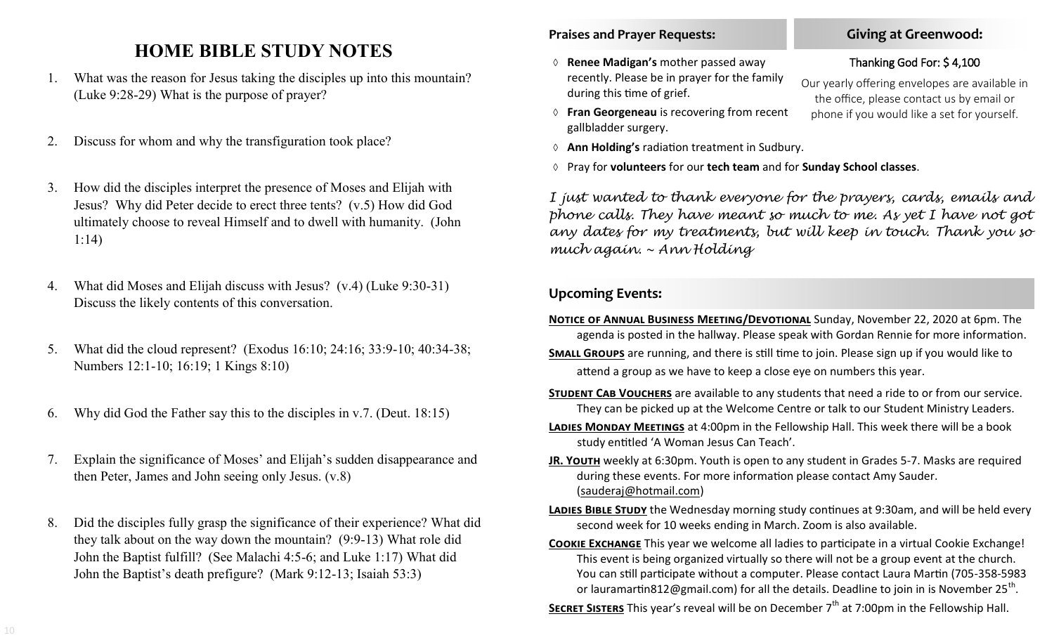# HOME BIBLE STUDY NOTES

1. What was the reason for Jesus taking the disciples up into this mountain? (Luke 9:28-29) What is the purpose of prayer?

2. Discuss for whom and why the transfiguration took place?

3. How did the disciples interpret the presence of Moses and Elijah with Jesus? Why did Peter decide to erect three tents? (v.5) How did God ultimately choose to reveal Himself and to dwell with humanity. (John 1:14)

4. What did Moses and Elijah discuss with Jesus? (v.4) (Luke 9:30-31) Discuss the likely contents of this conversation.

5. What did the cloud represent? (Exodus 16:10; 24:16; 33:9-10; 40:34-38; Numbers 12:1-10; 16:19; 1 Kings 8:10)

6. Why did God the Father say this to the disciples in v.7. (Deut. 18:15)

7. Explain the significance of Moses' and Elijah's sudden disappearance and then Peter, James and John seeing only Jesus. (v.8)

8. Did the disciples fully grasp the significance of their experience? What did they talk about on the way down the mountain? (9:9-13) What role did John the Baptist fulfill? (See Malachi 4:5-6; and Luke 1:17) What did John the Baptist's death prefigure? (Mark 9:12-13; Isaiah 53:3)

## Praises and Prayer Requests:

- **Renee Madigan's** mother passed away recently. Please be in prayer for the family during this time of grief.
- **Fran Georgeneau** is recovering from recent gallbladder surgery.
- **Ann Holding's** radiation treatment in Sudbury.
- Pray for **volunteers** for our **tech team** and for **Sunday School classes**.

*I just wanted to thank everyone for the prayers, cards, emails and phone calls. They have meant so much to me. As yet I have not got any dates for my treatments, but will keep in touch. Thank you so much again. ~ Ann Holding*

## Giving at Greenwood:

Thanking God For: $ 4,100

Our yearly offering envelopes are available in the office, please contact us by email or phone if you would like a set for yourself.

## Upcoming Events:

**NOTICE OF ANNUAL BUSINESS MEETING/DEVOTIONAL** Sunday, November 22, 2020 at 6pm. The agenda is posted in the hallway. Please speak with Gordan Rennie for more information.

**SMALL GROUPS** are running, and there is still time to join. Please sign up if you would like to attend a group as we have to keep a close eye on numbers this year.

**STUDENT CAB VOUCHERS** are available to any students that need a ride to or from our service. They can be picked up at the Welcome Centre or talk to our Student Ministry Leaders.

**LADIES MONDAY MEETINGS** at 4:00pm in the Fellowship Hall. This week there will be a book study entitled 'A Woman Jesus Can Teach'.

**JR. YOUTH** weekly at 6:30pm. Youth is open to any student in Grades 5-7. Masks are required during these events. For more information please contact Amy Sauder. (sauderaj@hotmail.com)

**LADIES BIBLE STUDY** the Wednesday morning study continues at 9:30am, and will be held every second week for 10 weeks ending in March. Zoom is also available.

**COOKIE EXCHANGE** This year we welcome all ladies to participate in a virtual Cookie Exchange! This event is being organized virtually so there will not be a group event at the church. You can still participate without a computer. Please contact Laura Martin (705-358-5983 or lauramartin812@gmail.com) for all the details. Deadline to join in is November 25th.

**SECRET SISTERS** This year's reveal will be on December 7th at 7:00pm in the Fellowship Hall.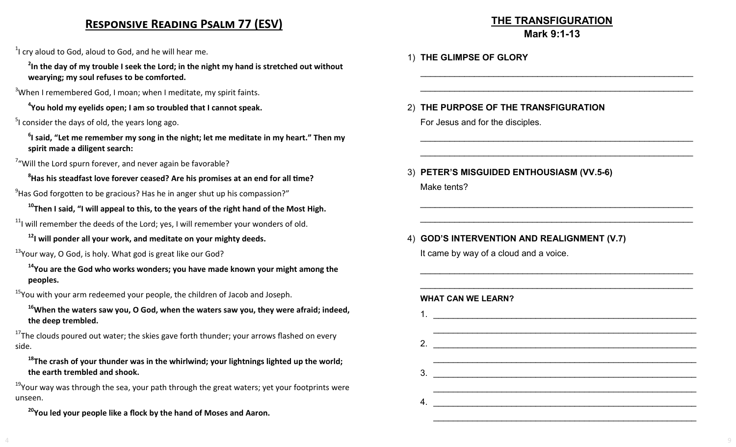## Responsive Reading Psalm 77 (ESV)

[1]I cry aloud to God, aloud to God, and he will hear me.

**[2]In the day of my trouble I seek the Lord; in the night my hand is stretched out without wearying; my soul refuses to be comforted.**

[3]When I remembered God, I moan; when I meditate, my spirit faints.

**[4]You hold my eyelids open; I am so troubled that I cannot speak.**

[5]I consider the days of old, the years long ago.

**[6]I said, "Let me remember my song in the night; let me meditate in my heart." Then my spirit made a diligent search:**

[7]"Will the Lord spurn forever, and never again be favorable?

**[8]Has his steadfast love forever ceased? Are his promises at an end for all time?**

[9]Has God forgotten to be gracious? Has he in anger shut up his compassion?"

**[10]Then I said, "I will appeal to this, to the years of the right hand of the Most High.**

[11]I will remember the deeds of the Lord; yes, I will remember your wonders of old.

**[12]I will ponder all your work, and meditate on your mighty deeds.**

[13]Your way, O God, is holy. What god is great like our God?

**[14]You are the God who works wonders; you have made known your might among the peoples.**

[15]You with your arm redeemed your people, the children of Jacob and Joseph.

**[16]When the waters saw you, O God, when the waters saw you, they were afraid; indeed, the deep trembled.**

[17]The clouds poured out water; the skies gave forth thunder; your arrows flashed on every side.

**[18]The crash of your thunder was in the whirlwind; your lightnings lighted up the world; the earth trembled and shook.**

[19]Your way was through the sea, your path through the great waters; yet your footprints were unseen.

**[20]You led your people like a flock by the hand of Moses and Aaron.**

## THE TRANSFIGURATION

### Mark 9:1-13

1) **THE GLIMPSE OF GLORY**

_______________________________________________

_______________________________________________

2) **THE PURPOSE OF THE TRANSFIGURATION**

For Jesus and for the disciples.

_______________________________________________

_______________________________________________

3) **PETER'S MISGUIDED ENTHOUSIASM (VV.5-6)**

Make tents?

_______________________________________________

_______________________________________________

4) **GOD'S INTERVENTION AND REALIGNMENT (V.7)**

It came by way of a cloud and a voice.

_______________________________________________

_______________________________________________

**WHAT CAN WE LEARN?**

1. _______________________________________________

   _______________________________________________

2. _______________________________________________

   _______________________________________________

3. _______________________________________________

   _______________________________________________

4. _______________________________________________

   _______________________________________________